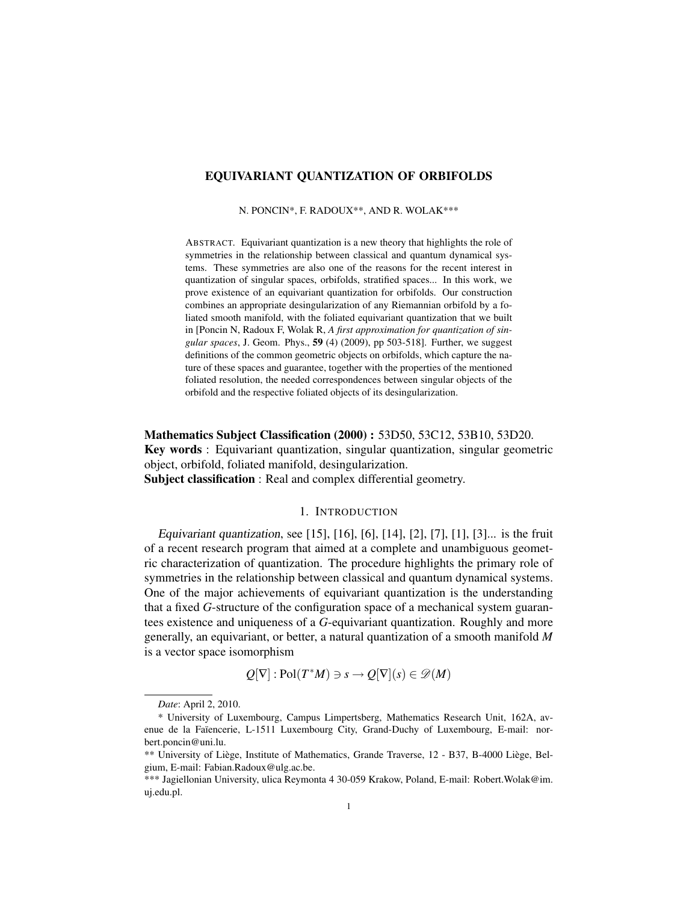# EQUIVARIANT QUANTIZATION OF ORBIFOLDS

N. PONCIN*, F. RADOUX**, AND R. WOLAK***

ABSTRACT. Equivariant quantization is a new theory that highlights the role of symmetries in the relationship between classical and quantum dynamical systems. These symmetries are also one of the reasons for the recent interest in quantization of singular spaces, orbifolds, stratified spaces... In this work, we prove existence of an equivariant quantization for orbifolds. Our construction combines an appropriate desingularization of any Riemannian orbifold by a foliated smooth manifold, with the foliated equivariant quantization that we built in [Poncin N, Radoux F, Wolak R, *A first approximation for quantization of singular spaces*, J. Geom. Phys., **59** (4) (2009), pp 503-518]. Further, we suggest definitions of the common geometric objects on orbifolds, which capture the nature of these spaces and guarantee, together with the properties of the mentioned foliated resolution, the needed correspondences between singular objects of the orbifold and the respective foliated objects of its desingularization.

**Mathematics Subject Classification (2000) :** 53D50, 53C12, 53B10, 53D20.
**Key words** : Equivariant quantization, singular quantization, singular geometric object, orbifold, foliated manifold, desingularization.
**Subject classification** : Real and complex differential geometry.

## 1. INTRODUCTION

*Equivariant quantization*, see [15], [16], [6], [14], [2], [7], [1], [3]... is the fruit of a recent research program that aimed at a complete and unambiguous geometric characterization of quantization. The procedure highlights the primary role of symmetries in the relationship between classical and quantum dynamical systems. One of the major achievements of equivariant quantization is the understanding that a fixed $G$-structure of the configuration space of a mechanical system guarantees existence and uniqueness of a $G$-equivariant quantization. Roughly and more generally, an equivariant, or better, a natural quantization of a smooth manifold $M$ is a vector space isomorphism

$$Q[\nabla] : \mathrm{Pol}(T^*M) \ni s \to Q[\nabla](s) \in \mathscr{D}(M)$$

---

*Date*: April 2, 2010.

\* University of Luxembourg, Campus Limpertsberg, Mathematics Research Unit, 162A, avenue de la Faïencerie, L-1511 Luxembourg City, Grand-Duchy of Luxembourg, E-mail: norbert.poncin@uni.lu.

\** University of Liège, Institute of Mathematics, Grande Traverse, 12 - B37, B-4000 Liège, Belgium, E-mail: Fabian.Radoux@ulg.ac.be.

\*** Jagiellonian University, ulica Reymonta 4 30-059 Krakow, Poland, E-mail: Robert.Wolak@im.uj.edu.pl.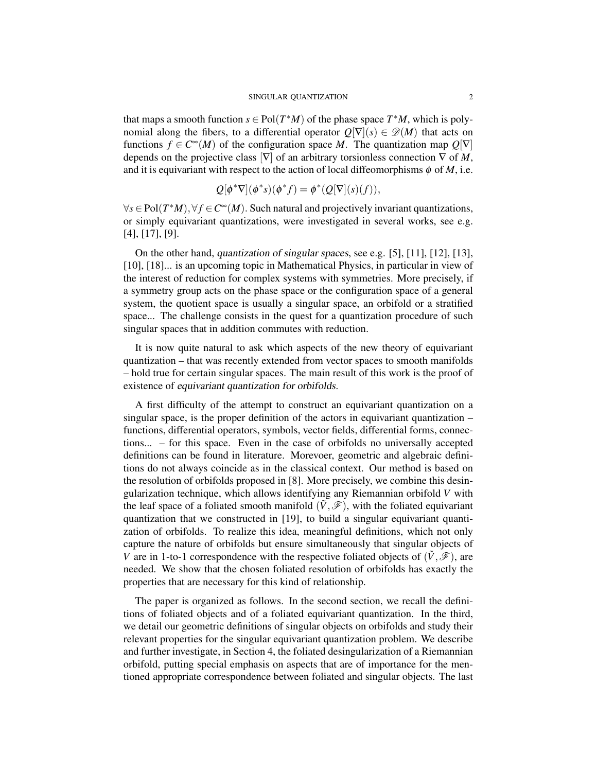that maps a smooth function $s \in \mathrm{Pol}(T^*M)$ of the phase space $T^*M$, which is polynomial along the fibers, to a differential operator $Q[\nabla](s) \in \mathscr{D}(M)$ that acts on functions $f \in C^\infty(M)$ of the configuration space $M$. The quantization map $Q[\nabla]$ depends on the projective class $[\nabla]$ of an arbitrary torsionless connection $\nabla$ of $M$, and it is equivariant with respect to the action of local diffeomorphisms $\phi$ of $M$, i.e.

$$Q[\phi^*\nabla](\phi^*s)(\phi^*f) = \phi^*(Q[\nabla](s)(f)),$$

$\forall s \in \mathrm{Pol}(T^*M), \forall f \in C^\infty(M)$. Such natural and projectively invariant quantizations, or simply equivariant quantizations, were investigated in several works, see e.g. [4], [17], [9].

On the other hand, *quantization of singular spaces*, see e.g. [5], [11], [12], [13], [10], [18]... is an upcoming topic in Mathematical Physics, in particular in view of the interest of reduction for complex systems with symmetries. More precisely, if a symmetry group acts on the phase space or the configuration space of a general system, the quotient space is usually a singular space, an orbifold or a stratified space... The challenge consists in the quest for a quantization procedure of such singular spaces that in addition commutes with reduction.

It is now quite natural to ask which aspects of the new theory of equivariant quantization – that was recently extended from vector spaces to smooth manifolds – hold true for certain singular spaces. The main result of this work is the proof of existence of *equivariant quantization for orbifolds*.

A first difficulty of the attempt to construct an equivariant quantization on a singular space, is the proper definition of the actors in equivariant quantization – functions, differential operators, symbols, vector fields, differential forms, connections... – for this space. Even in the case of orbifolds no universally accepted definitions can be found in literature. Morevoer, geometric and algebraic definitions do not always coincide as in the classical context. Our method is based on the resolution of orbifolds proposed in [8]. More precisely, we combine this desingularization technique, which allows identifying any Riemannian orbifold $V$ with the leaf space of a foliated smooth manifold $(\tilde{V}, \mathscr{F})$, with the foliated equivariant quantization that we constructed in [19], to build a singular equivariant quantization of orbifolds. To realize this idea, meaningful definitions, which not only capture the nature of orbifolds but ensure simultaneously that singular objects of $V$ are in 1-to-1 correspondence with the respective foliated objects of $(\tilde{V}, \mathscr{F})$, are needed. We show that the chosen foliated resolution of orbifolds has exactly the properties that are necessary for this kind of relationship.

The paper is organized as follows. In the second section, we recall the definitions of foliated objects and of a foliated equivariant quantization. In the third, we detail our geometric definitions of singular objects on orbifolds and study their relevant properties for the singular equivariant quantization problem. We describe and further investigate, in Section 4, the foliated desingularization of a Riemannian orbifold, putting special emphasis on aspects that are of importance for the mentioned appropriate correspondence between foliated and singular objects. The last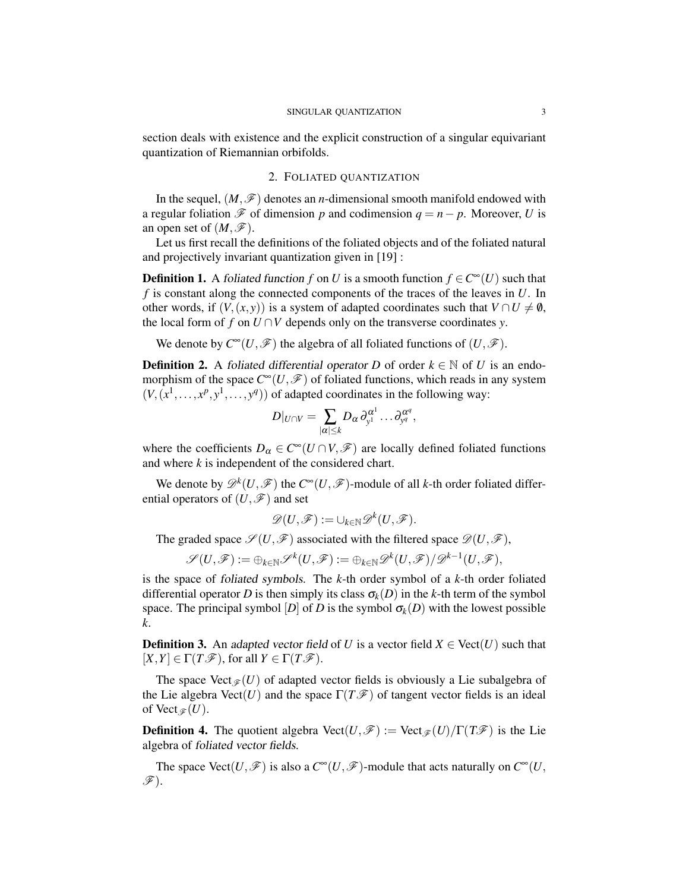section deals with existence and the explicit construction of a singular equivariant quantization of Riemannian orbifolds.

## 2. Foliated quantization

In the sequel, $(M,\mathscr{F})$ denotes an $n$-dimensional smooth manifold endowed with a regular foliation $\mathscr{F}$ of dimension $p$ and codimension $q = n-p$. Moreover, $U$ is an open set of $(M,\mathscr{F})$.

Let us first recall the definitions of the foliated objects and of the foliated natural and projectively invariant quantization given in [19] :

**Definition 1.** A *foliated function* $f$ on $U$ is a smooth function $f \in C^\infty(U)$ such that $f$ is constant along the connected components of the traces of the leaves in $U$. In other words, if $(V,(x,y))$ is a system of adapted coordinates such that $V \cap U \neq \emptyset$, the local form of $f$ on $U \cap V$ depends only on the transverse coordinates $y$.

We denote by $C^\infty(U,\mathscr{F})$ the algebra of all foliated functions of $(U,\mathscr{F})$.

**Definition 2.** A *foliated differential operator* $D$ of order $k \in \mathbb{N}$ of $U$ is an endomorphism of the space $C^\infty(U,\mathscr{F})$ of foliated functions, which reads in any system $(V,(x^1,\dots,x^p,y^1,\dots,y^q))$ of adapted coordinates in the following way:

$$D|_{U\cap V} = \sum_{|\alpha|\leq k} D_\alpha\, \partial_{y^1}^{\alpha^1} \dots \partial_{y^q}^{\alpha^q},$$

where the coefficients $D_\alpha \in C^\infty(U \cap V,\mathscr{F})$ are locally defined foliated functions and where $k$ is independent of the considered chart.

We denote by $\mathscr{D}^k(U,\mathscr{F})$ the $C^\infty(U,\mathscr{F})$-module of all $k$-th order foliated differential operators of $(U,\mathscr{F})$ and set

$$\mathscr{D}(U,\mathscr{F}) := \cup_{k\in\mathbb{N}} \mathscr{D}^k(U,\mathscr{F}).$$

The graded space $\mathscr{S}(U,\mathscr{F})$ associated with the filtered space $\mathscr{D}(U,\mathscr{F})$,

$$\mathscr{S}(U,\mathscr{F}) := \oplus_{k\in\mathbb{N}} \mathscr{S}^k(U,\mathscr{F}) := \oplus_{k\in\mathbb{N}} \mathscr{D}^k(U,\mathscr{F})/\mathscr{D}^{k-1}(U,\mathscr{F}),$$

is the space of *foliated symbols*. The $k$-th order symbol of a $k$-th order foliated differential operator $D$ is then simply its class $\sigma_k(D)$ in the $k$-th term of the symbol space. The principal symbol $[D]$ of $D$ is the symbol $\sigma_k(D)$ with the lowest possible $k$.

**Definition 3.** An *adapted vector field* of $U$ is a vector field $X \in \mathrm{Vect}(U)$ such that $[X,Y] \in \Gamma(T\mathscr{F})$, for all $Y \in \Gamma(T\mathscr{F})$.

The space $\mathrm{Vect}_{\mathscr{F}}(U)$ of adapted vector fields is obviously a Lie subalgebra of the Lie algebra $\mathrm{Vect}(U)$ and the space $\Gamma(T\mathscr{F})$ of tangent vector fields is an ideal of $\mathrm{Vect}_{\mathscr{F}}(U)$.

**Definition 4.** The quotient algebra $\mathrm{Vect}(U,\mathscr{F}) := \mathrm{Vect}_{\mathscr{F}}(U)/\Gamma(T\mathscr{F})$ is the Lie algebra of *foliated vector fields*.

The space $\mathrm{Vect}(U,\mathscr{F})$ is also a $C^\infty(U,\mathscr{F})$-module that acts naturally on $C^\infty(U,\mathscr{F})$.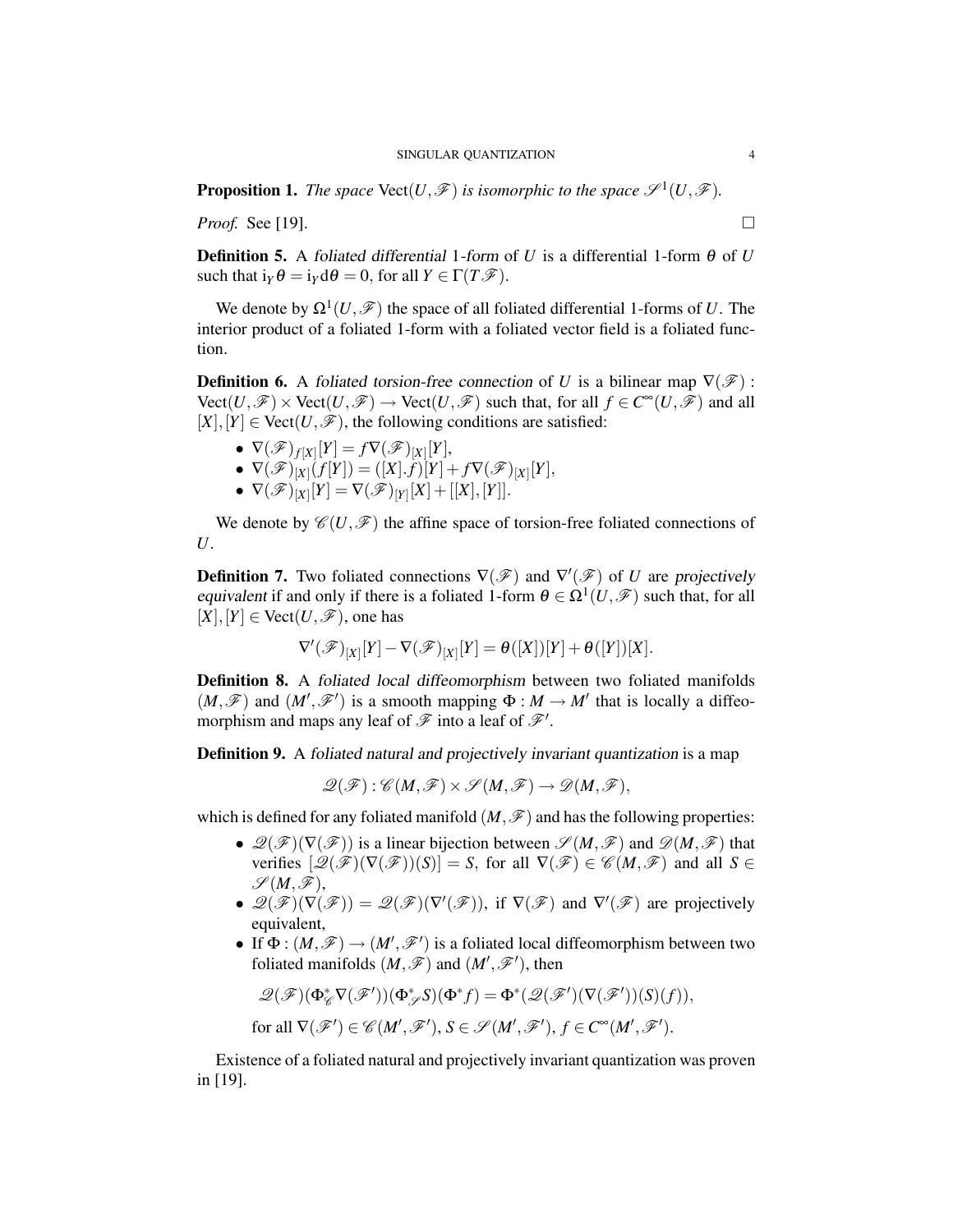**Proposition 1.** *The space* $\mathrm{Vect}(U,\mathscr{F})$ *is isomorphic to the space* $\mathscr{S}^1(U,\mathscr{F})$.

*Proof.* See [19]. $\square$

**Definition 5.** A *foliated differential* 1*-form* of $U$ is a differential 1-form $\theta$ of $U$ such that $\mathrm{i}_Y\theta = \mathrm{i}_Y\mathrm{d}\theta = 0$, for all $Y \in \Gamma(T\mathscr{F})$.

We denote by $\Omega^1(U,\mathscr{F})$ the space of all foliated differential 1-forms of $U$. The interior product of a foliated 1-form with a foliated vector field is a foliated function.

**Definition 6.** A *foliated torsion-free connection* of $U$ is a bilinear map $\nabla(\mathscr{F}) : \mathrm{Vect}(U,\mathscr{F}) \times \mathrm{Vect}(U,\mathscr{F}) \to \mathrm{Vect}(U,\mathscr{F})$ such that, for all $f \in C^\infty(U,\mathscr{F})$ and all $[X],[Y] \in \mathrm{Vect}(U,\mathscr{F})$, the following conditions are satisfied:

- $\nabla(\mathscr{F})_{f[X]}[Y] = f\nabla(\mathscr{F})_{[X]}[Y]$,
- $\nabla(\mathscr{F})_{[X]}(f[Y]) = ([X].f)[Y] + f\nabla(\mathscr{F})_{[X]}[Y]$,
- $\nabla(\mathscr{F})_{[X]}[Y] = \nabla(\mathscr{F})_{[Y]}[X] + [[X],[Y]]$.

We denote by $\mathscr{C}(U,\mathscr{F})$ the affine space of torsion-free foliated connections of $U$.

**Definition 7.** Two foliated connections $\nabla(\mathscr{F})$ and $\nabla'(\mathscr{F})$ of $U$ are *projectively equivalent* if and only if there is a foliated 1-form $\theta \in \Omega^1(U,\mathscr{F})$ such that, for all $[X],[Y] \in \mathrm{Vect}(U,\mathscr{F})$, one has

$$\nabla'(\mathscr{F})_{[X]}[Y] - \nabla(\mathscr{F})_{[X]}[Y] = \theta([X])[Y] + \theta([Y])[X].$$

**Definition 8.** A *foliated local diffeomorphism* between two foliated manifolds $(M,\mathscr{F})$ and $(M',\mathscr{F}')$ is a smooth mapping $\Phi : M \to M'$ that is locally a diffeomorphism and maps any leaf of $\mathscr{F}$ into a leaf of $\mathscr{F}'$.

**Definition 9.** A *foliated natural and projectively invariant quantization* is a map

$$\mathscr{Q}(\mathscr{F}) : \mathscr{C}(M,\mathscr{F}) \times \mathscr{S}(M,\mathscr{F}) \to \mathscr{D}(M,\mathscr{F}),$$

which is defined for any foliated manifold $(M,\mathscr{F})$ and has the following properties:

- $\mathscr{Q}(\mathscr{F})(\nabla(\mathscr{F}))$ is a linear bijection between $\mathscr{S}(M,\mathscr{F})$ and $\mathscr{D}(M,\mathscr{F})$ that verifies $[\mathscr{Q}(\mathscr{F})(\nabla(\mathscr{F}))(S)] = S$, for all $\nabla(\mathscr{F}) \in \mathscr{C}(M,\mathscr{F})$ and all $S \in \mathscr{S}(M,\mathscr{F})$,
- $\mathscr{Q}(\mathscr{F})(\nabla(\mathscr{F})) = \mathscr{Q}(\mathscr{F})(\nabla'(\mathscr{F}))$, if $\nabla(\mathscr{F})$ and $\nabla'(\mathscr{F})$ are projectively equivalent,
- If $\Phi : (M,\mathscr{F}) \to (M',\mathscr{F}')$ is a foliated local diffeomorphism between two foliated manifolds $(M,\mathscr{F})$ and $(M',\mathscr{F}')$, then

$$\mathscr{Q}(\mathscr{F})(\Phi^*_{\mathscr{C}}\nabla(\mathscr{F}'))(\Phi^*_{\mathscr{S}}S)(\Phi^* f) = \Phi^*(\mathscr{Q}(\mathscr{F}')(\nabla(\mathscr{F}'))(S)(f)),$$

for all $\nabla(\mathscr{F}') \in \mathscr{C}(M',\mathscr{F}')$, $S \in \mathscr{S}(M',\mathscr{F}')$, $f \in C^\infty(M',\mathscr{F}')$.

Existence of a foliated natural and projectively invariant quantization was proven in [19].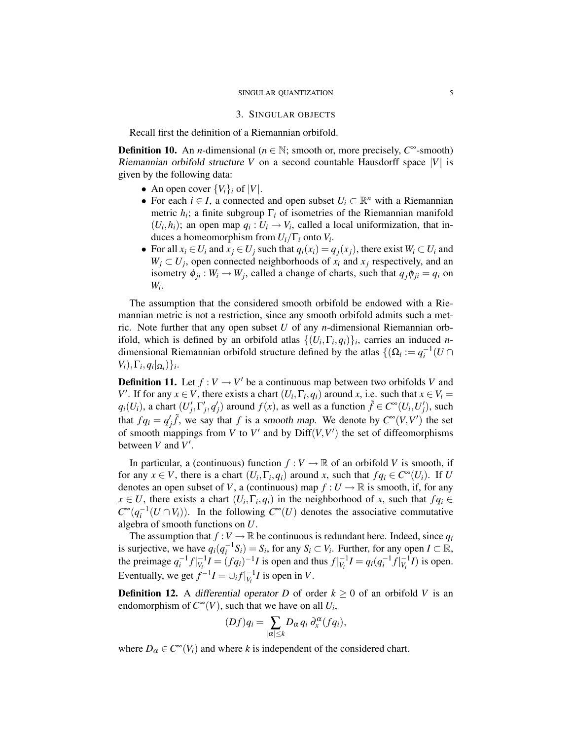## 3. Singular objects

Recall first the definition of a Riemannian orbifold.

**Definition 10.** An $n$-dimensional ($n \in \mathbb{N}$; smooth or, more precisely, $C^\infty$-smooth) *Riemannian orbifold structure* $V$ on a second countable Hausdorff space $|V|$ is given by the following data:

- An open cover $\{V_i\}_i$ of $|V|$.
- For each $i \in I$, a connected and open subset $U_i \subset \mathbb{R}^n$ with a Riemannian metric $h_i$; a finite subgroup $\Gamma_i$ of isometries of the Riemannian manifold $(U_i, h_i)$; an open map $q_i : U_i \to V_i$, called a local uniformization, that induces a homeomorphism from $U_i/\Gamma_i$ onto $V_i$.
- For all $x_i \in U_i$ and $x_j \in U_j$ such that $q_i(x_i) = q_j(x_j)$, there exist $W_i \subset U_i$ and $W_j \subset U_j$, open connected neighborhoods of $x_i$ and $x_j$ respectively, and an isometry $\phi_{ji} : W_i \to W_j$, called a change of charts, such that $q_j \phi_{ji} = q_i$ on $W_i$.

The assumption that the considered smooth orbifold be endowed with a Riemannian metric is not a restriction, since any smooth orbifold admits such a metric. Note further that any open subset $U$ of any $n$-dimensional Riemannian orbifold, which is defined by an orbifold atlas $\{(U_i, \Gamma_i, q_i)\}_i$, carries an induced $n$-dimensional Riemannian orbifold structure defined by the atlas $\{(\Omega_i := q_i^{-1}(U \cap V_i), \Gamma_i, q_i|_{\Omega_i})\}_i$.

**Definition 11.** Let $f : V \to V'$ be a continuous map between two orbifolds $V$ and $V'$. If for any $x \in V$, there exists a chart $(U_i, \Gamma_i, q_i)$ around $x$, i.e. such that $x \in V_i = q_i(U_i)$, a chart $(U'_j, \Gamma'_j, q'_j)$ around $f(x)$, as well as a function $\tilde{f} \in C^\infty(U_i, U'_j)$, such that $f q_i = q'_j \tilde{f}$, we say that $f$ is a *smooth map*. We denote by $C^\infty(V, V')$ the set of smooth mappings from $V$ to $V'$ and by $\mathrm{Diff}(V, V')$ the set of diffeomorphisms between $V$ and $V'$.

In particular, a (continuous) function $f : V \to \mathbb{R}$ of an orbifold $V$ is smooth, if for any $x \in V$, there is a chart $(U_i, \Gamma_i, q_i)$ around $x$, such that $f q_i \in C^\infty(U_i)$. If $U$ denotes an open subset of $V$, a (continuous) map $f : U \to \mathbb{R}$ is smooth, if, for any $x \in U$, there exists a chart $(U_i, \Gamma_i, q_i)$ in the neighborhood of $x$, such that $f q_i \in C^\infty(q_i^{-1}(U \cap V_i))$. In the following $C^\infty(U)$ denotes the associative commutative algebra of smooth functions on $U$.

The assumption that $f : V \to \mathbb{R}$ be continuous is redundant here. Indeed, since $q_i$ is surjective, we have $q_i(q_i^{-1} S_i) = S_i$, for any $S_i \subset V_i$. Further, for any open $I \subset \mathbb{R}$, the preimage $q_i^{-1} f|_{V_i}^{-1} I = (f q_i)^{-1} I$ is open and thus $f|_{V_i}^{-1} I = q_i(q_i^{-1} f|_{V_i}^{-1} I)$ is open. Eventually, we get $f^{-1} I = \cup_i f|_{V_i}^{-1} I$ is open in $V$.

**Definition 12.** A *differential operator* $D$ of order $k \geq 0$ of an orbifold $V$ is an endomorphism of $C^\infty(V)$, such that we have on all $U_i$,

$$(Df) q_i = \sum_{|\alpha| \leq k} D_\alpha \, q_i \, \partial_x^\alpha (f q_i),$$

where $D_\alpha \in C^\infty(V_i)$ and where $k$ is independent of the considered chart.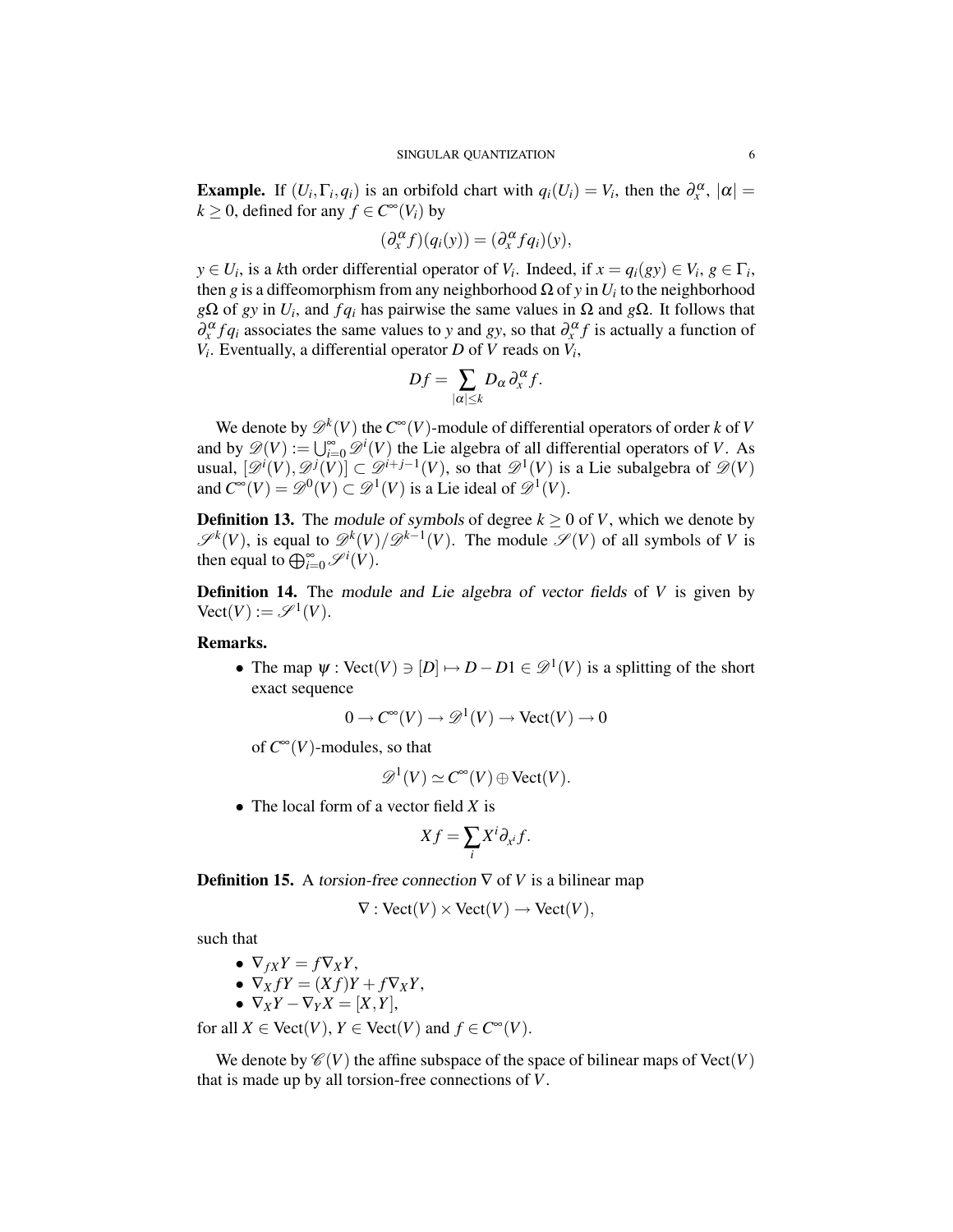**Example.** If $(U_i, \Gamma_i, q_i)$ is an orbifold chart with $q_i(U_i) = V_i$, then the $\partial_x^\alpha$, $|\alpha| = k \geq 0$, defined for any $f \in C^\infty(V_i)$ by

$$(\partial_x^\alpha f)(q_i(y)) = (\partial_x^\alpha f q_i)(y),$$

$y \in U_i$, is a $k$th order differential operator of $V_i$. Indeed, if $x = q_i(gy) \in V_i$, $g \in \Gamma_i$, then $g$ is a diffeomorphism from any neighborhood $\Omega$ of $y$ in $U_i$ to the neighborhood $g\Omega$ of $gy$ in $U_i$, and $fq_i$ has pairwise the same values in $\Omega$ and $g\Omega$. It follows that $\partial_x^\alpha f q_i$ associates the same values to $y$ and $gy$, so that $\partial_x^\alpha f$ is actually a function of $V_i$. Eventually, a differential operator $D$ of $V$ reads on $V_i$,

$$Df = \sum_{|\alpha| \leq k} D_\alpha \partial_x^\alpha f.$$

We denote by $\mathscr{D}^k(V)$ the $C^\infty(V)$-module of differential operators of order $k$ of $V$ and by $\mathscr{D}(V) := \bigcup_{i=0}^\infty \mathscr{D}^i(V)$ the Lie algebra of all differential operators of $V$. As usual, $[\mathscr{D}^i(V), \mathscr{D}^j(V)] \subset \mathscr{D}^{i+j-1}(V)$, so that $\mathscr{D}^1(V)$ is a Lie subalgebra of $\mathscr{D}(V)$ and $C^\infty(V) = \mathscr{D}^0(V) \subset \mathscr{D}^1(V)$ is a Lie ideal of $\mathscr{D}^1(V)$.

**Definition 13.** The *module of symbols* of degree $k \geq 0$ of $V$, which we denote by $\mathscr{S}^k(V)$, is equal to $\mathscr{D}^k(V)/\mathscr{D}^{k-1}(V)$. The module $\mathscr{S}(V)$ of all symbols of $V$ is then equal to $\bigoplus_{i=0}^\infty \mathscr{S}^i(V)$.

**Definition 14.** The *module and Lie algebra of vector fields* of $V$ is given by $\mathrm{Vect}(V) := \mathscr{S}^1(V)$.

**Remarks.**

- The map $\psi : \mathrm{Vect}(V) \ni [D] \mapsto D - D1 \in \mathscr{D}^1(V)$ is a splitting of the short exact sequence

$$0 \to C^\infty(V) \to \mathscr{D}^1(V) \to \mathrm{Vect}(V) \to 0$$

  of $C^\infty(V)$-modules, so that

$$\mathscr{D}^1(V) \simeq C^\infty(V) \oplus \mathrm{Vect}(V).$$

- The local form of a vector field $X$ is

$$Xf = \sum_i X^i \partial_{x^i} f.$$

**Definition 15.** A *torsion-free connection* $\nabla$ of $V$ is a bilinear map

$$\nabla : \mathrm{Vect}(V) \times \mathrm{Vect}(V) \to \mathrm{Vect}(V),$$

such that

- $\nabla_{fX} Y = f \nabla_X Y$,
- $\nabla_X fY = (Xf)Y + f\nabla_X Y$,
- $\nabla_X Y - \nabla_Y X = [X,Y]$,

for all $X \in \mathrm{Vect}(V)$, $Y \in \mathrm{Vect}(V)$ and $f \in C^\infty(V)$.

We denote by $\mathscr{C}(V)$ the affine subspace of the space of bilinear maps $\mathrm{Vect}(V)$ that is made up by all torsion-free connections of $V$.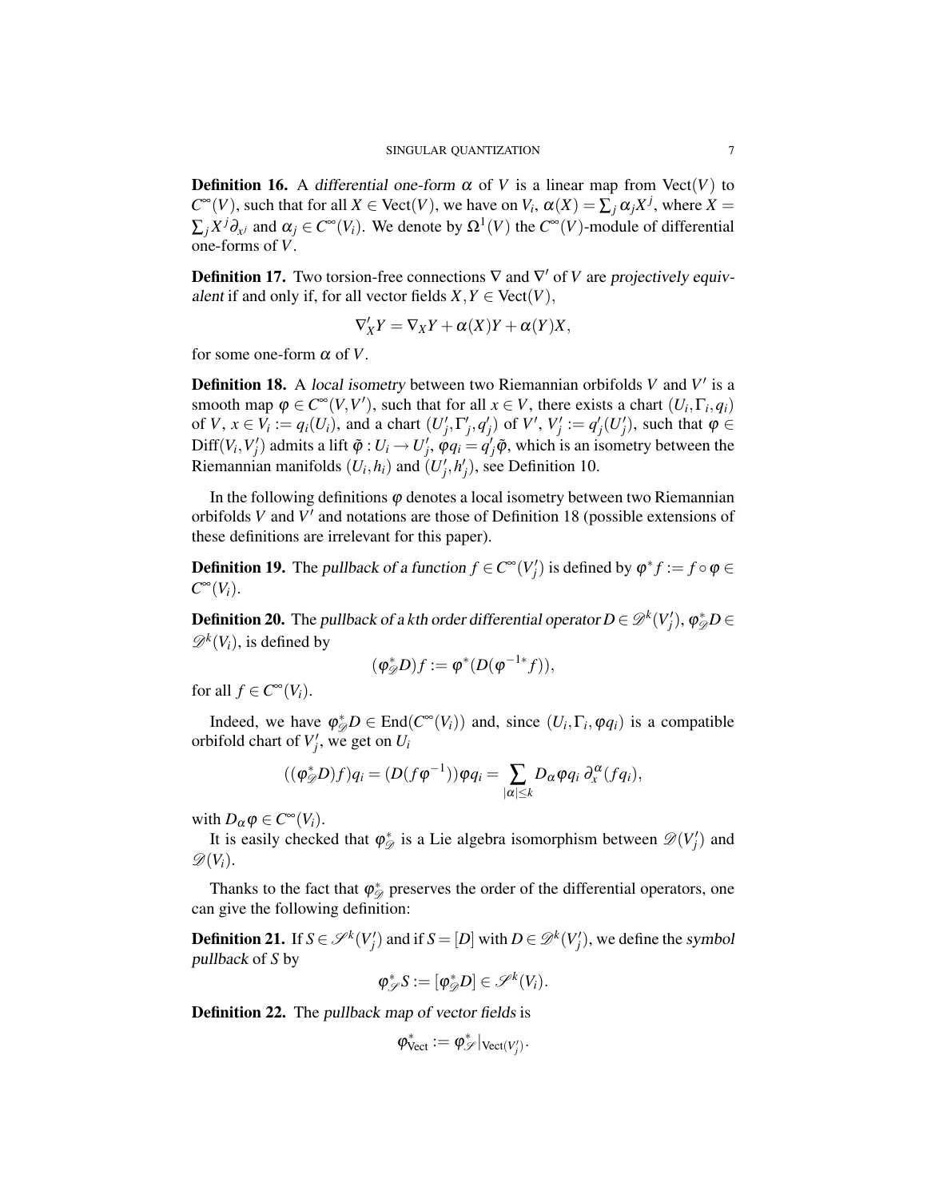**Definition 16.** A *differential one-form* $\alpha$ of $V$ is a linear map from $\mathrm{Vect}(V)$ to $C^\infty(V)$, such that for all $X \in \mathrm{Vect}(V)$, we have on $V_i$, $\alpha(X) = \sum_j \alpha_j X^j$, where $X = \sum_j X^j \partial_{x^j}$ and $\alpha_j \in C^\infty(V_i)$. We denote by $\Omega^1(V)$ the $C^\infty(V)$-module of differential one-forms of $V$.

**Definition 17.** Two torsion-free connections $\nabla$ and $\nabla'$ of $V$ are *projectively equivalent* if and only if, for all vector fields $X, Y \in \mathrm{Vect}(V)$,

$$\nabla'_X Y = \nabla_X Y + \alpha(X)Y + \alpha(Y)X,$$

for some one-form $\alpha$ of $V$.

**Definition 18.** A *local isometry* between two Riemannian orbifolds $V$ and $V'$ is a smooth map $\varphi \in C^\infty(V, V')$, such that for all $x \in V$, there exists a chart $(U_i, \Gamma_i, q_i)$ of $V$, $x \in V_i := q_i(U_i)$, and a chart $(U'_j, \Gamma'_j, q'_j)$ of $V'$, $V'_j := q'_j(U'_j)$, such that $\varphi \in \mathrm{Diff}(V_i, V'_j)$ admits a lift $\tilde{\varphi} : U_i \to U'_j$, $\varphi q_i = q'_j \tilde{\varphi}$, which is an isometry between the Riemannian manifolds $(U_i, h_i)$ and $(U'_j, h'_j)$, see Definition 10.

In the following definitions $\varphi$ denotes a local isometry between two Riemannian orbifolds $V$ and $V'$ and notations are those of Definition 18 (possible extensions of these definitions are irrelevant for this paper).

**Definition 19.** The *pullback of a function* $f \in C^\infty(V'_j)$ is defined by $\varphi^* f := f \circ \varphi \in C^\infty(V_i)$.

**Definition 20.** The *pullback of a $k$th order differential operator* $D \in \mathscr{D}^k(V'_j)$, $\varphi^*_{\mathscr{D}} D \in \mathscr{D}^k(V_i)$, is defined by

$$(\varphi^*_{\mathscr{D}} D) f := \varphi^*(D(\varphi^{-1*} f)),$$

for all $f \in C^\infty(V_i)$.

Indeed, we have $\varphi^*_{\mathscr{D}} D \in \mathrm{End}(C^\infty(V_i))$ and, since $(U_i, \Gamma_i, \varphi q_i)$ is a compatible orbifold chart of $V'_j$, we get on $U_i$

$$((\varphi^*_{\mathscr{D}} D) f) q_i = (D(f \varphi^{-1})) \varphi q_i = \sum_{|\alpha| \le k} D_\alpha \varphi q_i \, \partial_x^\alpha (f q_i),$$

with $D_\alpha \varphi \in C^\infty(V_i)$.

It is easily checked that $\varphi^*_{\mathscr{D}}$ is a Lie algebra isomorphism between $\mathscr{D}(V'_j)$ and $\mathscr{D}(V_i)$.

Thanks to the fact that $\varphi^*_{\mathscr{D}}$ preserves the order of the differential operators, one can give the following definition:

**Definition 21.** If $S \in \mathscr{S}^k(V'_j)$ and if $S = [D]$ with $D \in \mathscr{D}^k(V'_j)$, we define the *symbol pullback* of $S$ by

$$\varphi^*_{\mathscr{S}} S := [\varphi^*_{\mathscr{D}} D] \in \mathscr{S}^k(V_i).$$

**Definition 22.** The *pullback map of vector fields* is

$$\varphi^*_{\mathrm{Vect}} := \varphi^*_{\mathscr{S}}|_{\mathrm{Vect}(V'_j)}.$$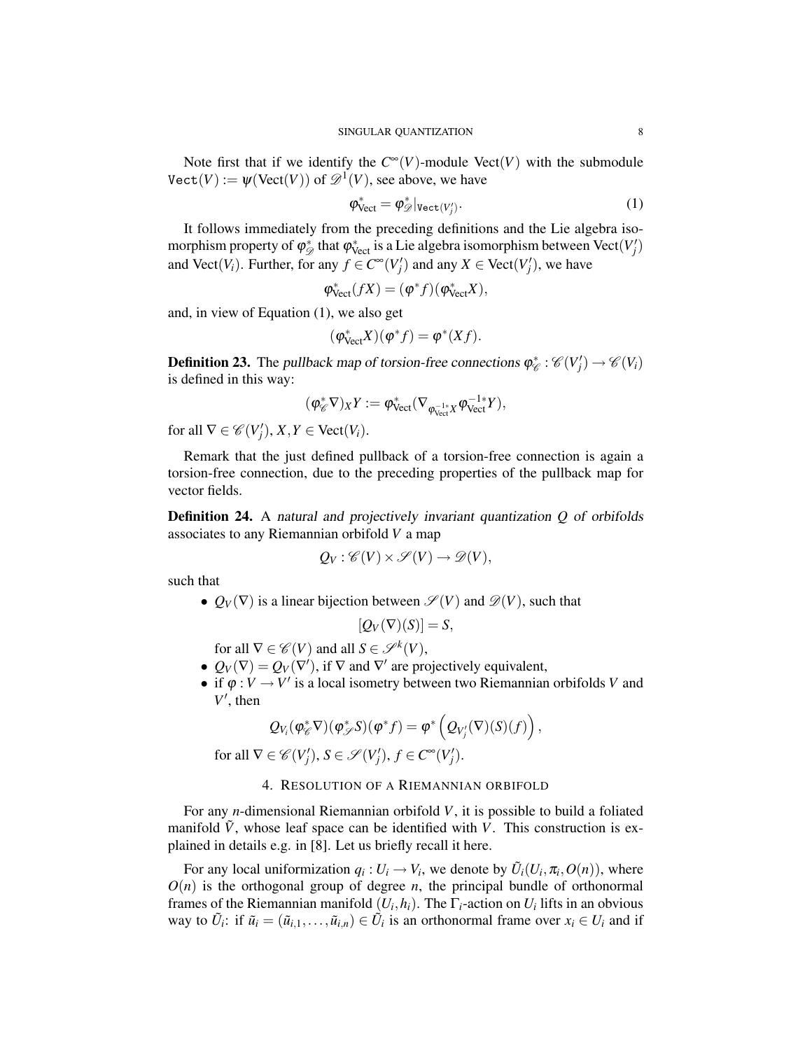Note first that if we identify the $C^\infty(V)$-module $\mathrm{Vect}(V)$ with the submodule $\mathtt{Vect}(V) := \psi(\mathrm{Vect}(V))$ of $\mathscr{D}^1(V)$, see above, we have

$$\varphi^*_{\mathrm{Vect}} = \varphi^*_{\mathscr{D}}|_{\mathtt{Vect}(V'_j)}. \tag{1}$$

It follows immediately from the preceding definitions and the Lie algebra isomorphism property of $\varphi^*_{\mathscr{D}}$ that $\varphi^*_{\mathrm{Vect}}$ is a Lie algebra isomorphism between $\mathrm{Vect}(V'_j)$ and $\mathrm{Vect}(V_i)$. Further, for any $f \in C^\infty(V'_j)$ and any $X \in \mathrm{Vect}(V'_j)$, we have

$$\varphi^*_{\mathrm{Vect}}(fX) = (\varphi^* f)(\varphi^*_{\mathrm{Vect}} X),$$

and, in view of Equation (1), we also get

$$(\varphi^*_{\mathrm{Vect}} X)(\varphi^* f) = \varphi^*(Xf).$$

**Definition 23.** The *pullback map of torsion-free connections* $\varphi^*_{\mathscr{C}} : \mathscr{C}(V'_j) \to \mathscr{C}(V_i)$ is defined in this way:

$$(\varphi^*_{\mathscr{C}} \nabla)_X Y := \varphi^*_{\mathrm{Vect}}(\nabla_{\varphi^{-1*}_{\mathrm{Vect}} X} \varphi^{-1*}_{\mathrm{Vect}} Y),$$

for all $\nabla \in \mathscr{C}(V'_j)$, $X, Y \in \mathrm{Vect}(V_i)$.

Remark that the just defined pullback of a torsion-free connection is again a torsion-free connection, due to the preceding properties of the pullback map for vector fields.

**Definition 24.** A *natural and projectively invariant quantization $Q$ of orbifolds* associates to any Riemannian orbifold $V$ a map

$$Q_V : \mathscr{C}(V) \times \mathscr{S}(V) \to \mathscr{D}(V),$$

such that

- $Q_V(\nabla)$ is a linear bijection between $\mathscr{S}(V)$ and $\mathscr{D}(V)$, such that
$$[Q_V(\nabla)(S)] = S,$$
for all $\nabla \in \mathscr{C}(V)$ and all $S \in \mathscr{S}^k(V)$,
- $Q_V(\nabla) = Q_V(\nabla')$, if $\nabla$ and $\nabla'$ are projectively equivalent,
- if $\varphi : V \to V'$ is a local isometry between two Riemannian orbifolds $V$ and $V'$, then
$$Q_{V_i}(\varphi^*_{\mathscr{C}} \nabla)(\varphi^*_{\mathscr{S}} S)(\varphi^* f) = \varphi^* \left( Q_{V'_j}(\nabla)(S)(f) \right),$$
for all $\nabla \in \mathscr{C}(V'_j)$, $S \in \mathscr{S}(V'_j)$, $f \in C^\infty(V'_j)$.

## 4. Resolution of a Riemannian orbifold

For any $n$-dimensional Riemannian orbifold $V$, it is possible to build a foliated manifold $\tilde{V}$, whose leaf space can be identified with $V$. This construction is explained in details e.g. in [8]. Let us briefly recall it here.

For any local uniformization $q_i : U_i \to V_i$, we denote by $\tilde{U}_i(U_i, \pi_i, O(n))$, where $O(n)$ is the orthogonal group of degree $n$, the principal bundle of orthonormal frames of the Riemannian manifold $(U_i, h_i)$. The $\Gamma_i$-action on $U_i$ lifts in an obvious way to $\tilde{U}_i$: if $\tilde{u}_i = (\tilde{u}_{i,1}, \ldots, \tilde{u}_{i,n}) \in \tilde{U}_i$ is an orthonormal frame over $x_i \in U_i$ and if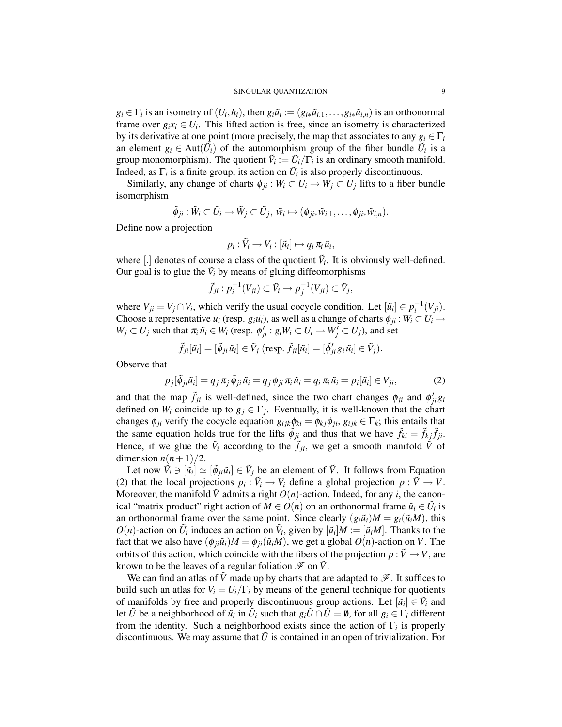$g_i \in \Gamma_i$ is an isometry of $(U_i, h_i)$, then $g_i\tilde{u}_i := (g_{i*}\tilde{u}_{i,1}, \ldots, g_{i*}\tilde{u}_{i,n})$ is an orthonormal frame over $g_i x_i \in U_i$. This lifted action is free, since an isometry is characterized by its derivative at one point (more precisely, the map that associates to any $g_i \in \Gamma_i$ an element $g_i \in \mathrm{Aut}(\tilde{U}_i)$ of the automorphism group of the fiber bundle $\tilde{U}_i$ is a group monomorphism). The quotient $\tilde{V}_i := \tilde{U}_i/\Gamma_i$ is an ordinary smooth manifold. Indeed, as $\Gamma_i$ is a finite group, its action on $\tilde{U}_i$ is also properly discontinuous.

Similarly, any change of charts $\phi_{ji} : W_i \subset U_i \to W_j \subset U_j$ lifts to a fiber bundle isomorphism

$$\tilde{\phi}_{ji} : \tilde{W}_i \subset \tilde{U}_i \to \tilde{W}_j \subset \tilde{U}_j,\ \tilde{w}_i \mapsto (\phi_{ji*}\tilde{w}_{i,1}, \ldots, \phi_{ji*}\tilde{w}_{i,n}).$$

Define now a projection

$$p_i : \tilde{V}_i \to V_i : [\tilde{u}_i] \mapsto q_i\, \pi_i\, \tilde{u}_i,$$

where $[.]$ denotes of course a class of the quotient $\tilde{V}_i$. It is obviously well-defined. Our goal is to glue the $\tilde{V}_i$ by means of gluing diffeomorphisms

$$\tilde{f}_{ji} : p_i^{-1}(V_{ji}) \subset \tilde{V}_i \to p_j^{-1}(V_{ji}) \subset \tilde{V}_j,$$

where $V_{ji} = V_j \cap V_i$, which verify the usual cocycle condition. Let $[\tilde{u}_i] \in p_i^{-1}(V_{ji})$. Choose a representative $\tilde{u}_i$ (resp. $g_i\tilde{u}_i$), as well as a change of charts $\phi_{ji} : W_i \subset U_i \to W_j \subset U_j$ such that $\pi_i\, \tilde{u}_i \in W_i$ (resp. $\phi'_{ji} : g_i W_i \subset U_i \to W'_j \subset U_j$), and set

$$\tilde{f}_{ji}[\tilde{u}_i] = [\tilde{\phi}_{ji}\, \tilde{u}_i] \in \tilde{V}_j \text{ (resp. } \tilde{f}_{ji}[\tilde{u}_i] = [\tilde{\phi}'_{ji}\, g_i\, \tilde{u}_i] \in \tilde{V}_j).$$

Observe that

$$p_j[\tilde{\phi}_{ji}\tilde{u}_i] = q_j\, \pi_j\, \tilde{\phi}_{ji}\, \tilde{u}_i = q_j\, \phi_{ji}\, \pi_i\, \tilde{u}_i = q_i\, \pi_i\, \tilde{u}_i = p_i[\tilde{u}_i] \in V_{ji}, \tag{2}$$

and that the map $\tilde{f}_{ji}$ is well-defined, since the two chart changes $\phi_{ji}$ and $\phi'_{ji} g_i$ defined on $W_i$ coincide up to $g_j \in \Gamma_j$. Eventually, it is well-known that the chart changes $\phi_{ji}$ verify the cocycle equation $g_{ijk}\phi_{ki} = \phi_{kj}\phi_{ji}$, $g_{ijk} \in \Gamma_k$; this entails that the same equation holds true for the lifts $\tilde{\phi}_{ji}$ and thus that we have $\tilde{f}_{ki} = \tilde{f}_{kj}\tilde{f}_{ji}$. Hence, if we glue the $\tilde{V}_i$ according to the $\tilde{f}_{ji}$, we get a smooth manifold $\tilde{V}$ of dimension $n(n+1)/2$.

Let now $\tilde{V}_i \ni [\tilde{u}_i] \simeq [\tilde{\phi}_{ji}\tilde{u}_i] \in \tilde{V}_j$ be an element of $\tilde{V}$. It follows from Equation (2) that the local projections $p_i : \tilde{V}_i \to V_i$ define a global projection $p : \tilde{V} \to V$. Moreover, the manifold $\tilde{V}$ admits a right $O(n)$-action. Indeed, for any $i$, the canonical "matrix product" right action of $M \in O(n)$ on an orthonormal frame $\tilde{u}_i \in \tilde{U}_i$ is an orthonormal frame over the same point. Since clearly $(g_i\tilde{u}_i)M = g_i(\tilde{u}_i M)$, this $O(n)$-action on $\tilde{U}_i$ induces an action on $\tilde{V}_i$, given by $[\tilde{u}_i]M := [\tilde{u}_i M]$. Thanks to the fact that we also have $(\tilde{\phi}_{ji}\tilde{u}_i)M = \tilde{\phi}_{ji}(\tilde{u}_i M)$, we get a global $O(n)$-action on $\tilde{V}$. The orbits of this action, which coincide with the fibers of the projection $p : \tilde{V} \to V$, are known to be the leaves of a regular foliation $\mathscr{F}$ on $\tilde{V}$.

We can find an atlas of $\tilde{V}$ made up by charts that are adapted to $\mathscr{F}$. It suffices to build such an atlas for $\tilde{V}_i = \tilde{U}_i/\Gamma_i$ by means of the general technique for quotients of manifolds by free and properly discontinuous group actions. Let $[\tilde{u}_i] \in \tilde{V}_i$ and let $\tilde{U}$ be a neighborhood of $\tilde{u}_i$ in $\tilde{U}_i$ such that $g_i\tilde{U} \cap \tilde{U} = \emptyset$, for all $g_i \in \Gamma_i$ different from the identity. Such a neighborhood exists since the action of $\Gamma_i$ is properly discontinuous. We may assume that $\tilde{U}$ is contained in an open of trivialization. For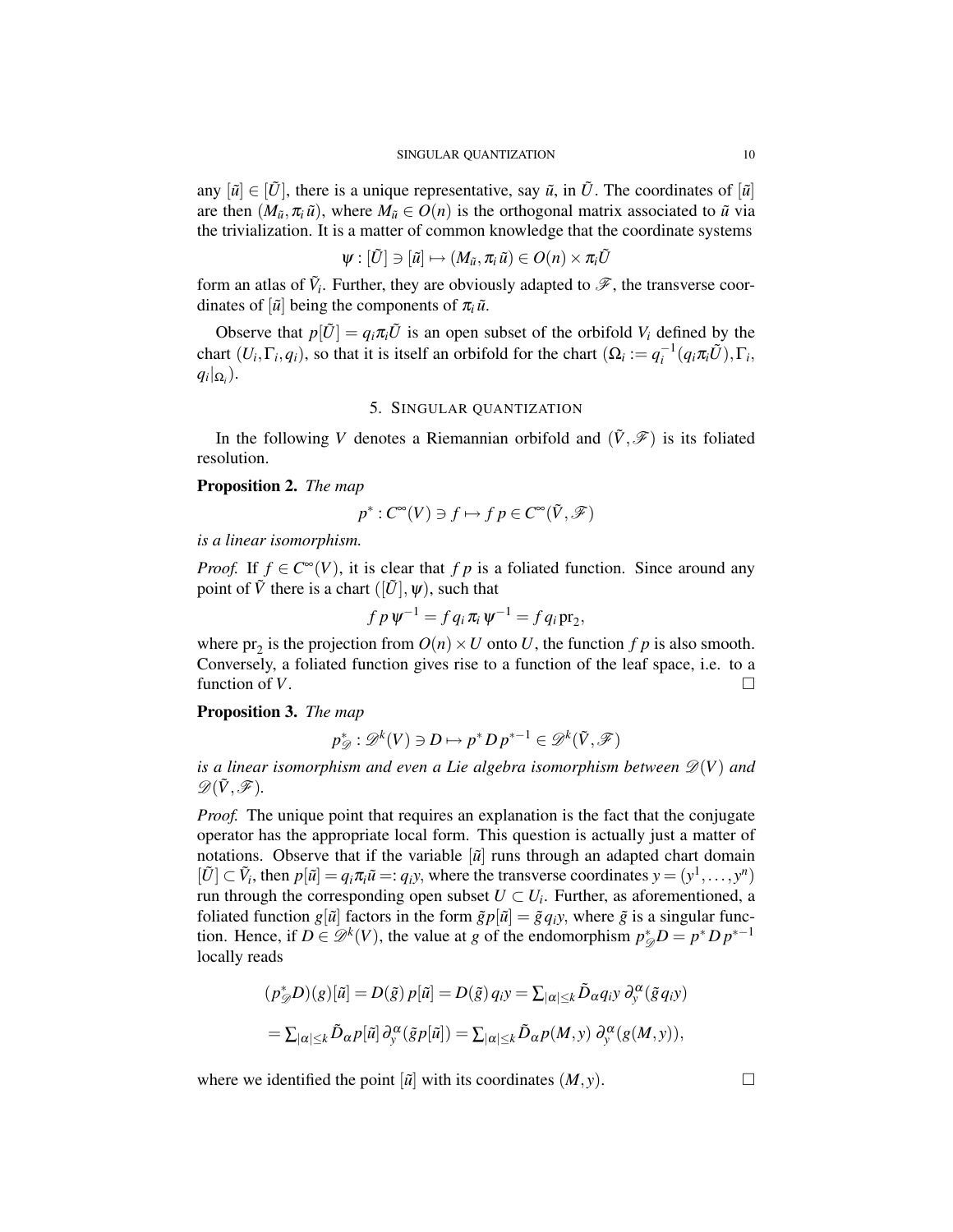any $[\tilde{u}] \in [\tilde{U}]$, there is a unique representative, say $\tilde{u}$, in $\tilde{U}$. The coordinates of $[\tilde{u}]$ are then $(M_{\tilde{u}}, \pi_i \tilde{u})$, where $M_{\tilde{u}} \in O(n)$ is the orthogonal matrix associated to $\tilde{u}$ via the trivialization. It is a matter of common knowledge that the coordinate systems

$$\psi : [\tilde{U}] \ni [\tilde{u}] \mapsto (M_{\tilde{u}}, \pi_i \tilde{u}) \in O(n) \times \pi_i \tilde{U}$$

form an atlas of $\tilde{V}_i$. Further, they are obviously adapted to $\mathscr{F}$, the transverse coordinates of $[\tilde{u}]$ being the components of $\pi_i \tilde{u}$.

Observe that $p[\tilde{U}] = q_i \pi_i \tilde{U}$ is an open subset of the orbifold $V_i$ defined by the chart $(U_i, \Gamma_i, q_i)$, so that it is itself an orbifold for the chart $(\Omega_i := q_i^{-1}(q_i \pi_i \tilde{U}), \Gamma_i, q_i|_{\Omega_i})$.

## 5. Singular quantization

In the following $V$ denotes a Riemannian orbifold and $(\tilde{V}, \mathscr{F})$ is its foliated resolution.

**Proposition 2.** *The map*

$$p^* : C^\infty(V) \ni f \mapsto f\,p \in C^\infty(\tilde{V}, \mathscr{F})$$

*is a linear isomorphism.*

*Proof.* If $f \in C^\infty(V)$, it is clear that $f\,p$ is a foliated function. Since around any point of $\tilde{V}$ there is a chart $([\tilde{U}], \psi)$, such that

$$f\,p\,\psi^{-1} = f\,q_i\,\pi_i\,\psi^{-1} = f\,q_i\,\mathrm{pr}_2,$$

where $\mathrm{pr}_2$ is the projection from $O(n) \times U$ onto $U$, the function $f\,p$ is also smooth. Conversely, a foliated function gives rise to a function of the leaf space, i.e. to a function of $V$. □

**Proposition 3.** *The map*

$$p^*_{\mathscr{D}} : \mathscr{D}^k(V) \ni D \mapsto p^*\,D\,p^{*-1} \in \mathscr{D}^k(\tilde{V}, \mathscr{F})$$

*is a linear isomorphism and even a Lie algebra isomorphism between $\mathscr{D}(V)$ and $\mathscr{D}(\tilde{V}, \mathscr{F})$.*

*Proof.* The unique point that requires an explanation is the fact that the conjugate operator has the appropriate local form. This question is actually just a matter of notations. Observe that if the variable $[\tilde{u}]$ runs through an adapted chart domain $[\tilde{U}] \subset \tilde{V}_i$, then $p[\tilde{u}] = q_i \pi_i \tilde{u} =: q_i y$, where the transverse coordinates $y = (y^1, \ldots, y^n)$ run through the corresponding open subset $U \subset U_i$. Further, as aforementioned, a foliated function $g[\tilde{u}]$ factors in the form $\tilde{g} p[\tilde{u}] = \tilde{g}\, q_i y$, where $\tilde{g}$ is a singular function. Hence, if $D \in \mathscr{D}^k(V)$, the value at $g$ of the endomorphism $p^*_{\mathscr{D}} D = p^*\,D\,p^{*-1}$ locally reads

$$(p^*_{\mathscr{D}} D)(g)[\tilde{u}] = D(\tilde{g})\,p[\tilde{u}] = D(\tilde{g})\,q_i y = \textstyle\sum_{|\alpha| \le k} \tilde{D}_\alpha q_i y\;\partial_y^\alpha(\tilde{g}\,q_i y)$$

$$= \textstyle\sum_{|\alpha| \le k} \tilde{D}_\alpha p[\tilde{u}]\,\partial_y^\alpha(\tilde{g} p[\tilde{u}]) = \sum_{|\alpha| \le k} \tilde{D}_\alpha p(M, y)\;\partial_y^\alpha(g(M, y)),$$

where we identified the point $[\tilde{u}]$ with its coordinates $(M, y)$. □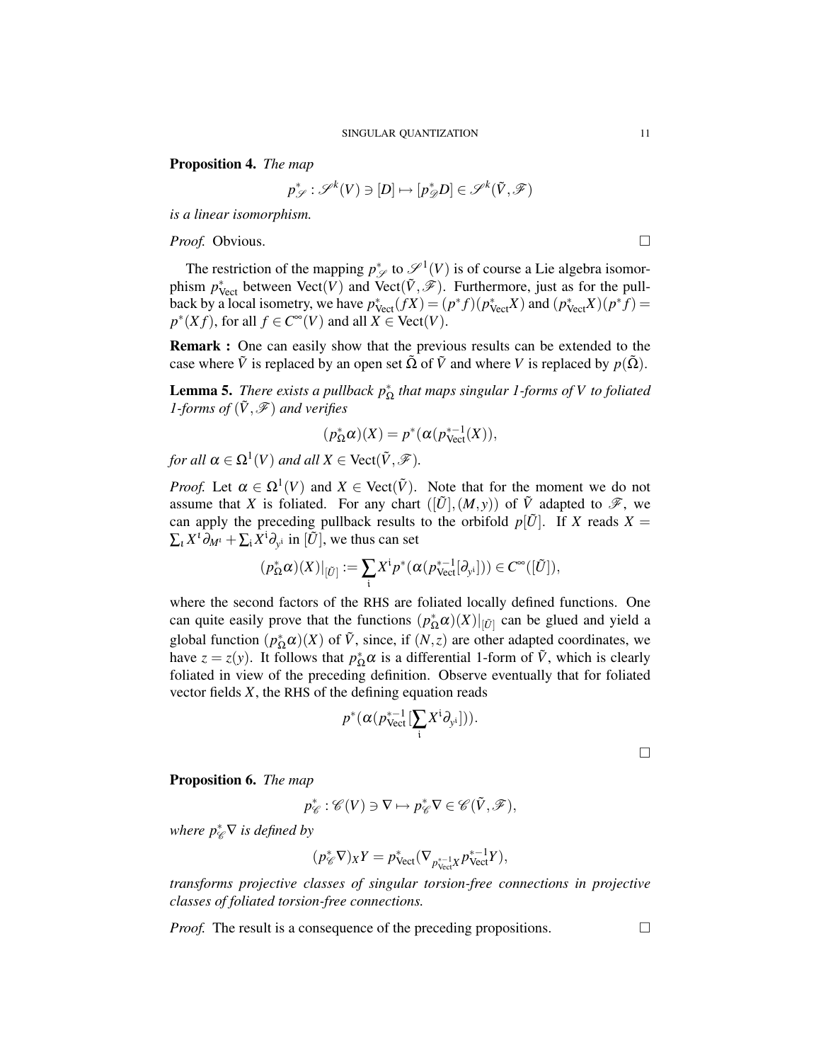**Proposition 4.** *The map*

$$p^*_{\mathscr{S}} : \mathscr{S}^k(V) \ni [D] \mapsto [p^*_{\mathscr{D}} D] \in \mathscr{S}^k(\tilde{V}, \mathscr{F})$$

*is a linear isomorphism.*

*Proof.* Obvious. $\square$

The restriction of the mapping $p^*_{\mathscr{S}}$ to $\mathscr{S}^1(V)$ is of course a Lie algebra isomorphism $p^*_{\text{Vect}}$ between $\text{Vect}(V)$ and $\text{Vect}(\tilde{V}, \mathscr{F})$. Furthermore, just as for the pullback by a local isometry, we have $p^*_{\text{Vect}}(fX) = (p^* f)(p^*_{\text{Vect}} X)$ and $(p^*_{\text{Vect}} X)(p^* f) = p^*(Xf)$, for all $f \in C^\infty(V)$ and all $X \in \text{Vect}(V)$.

**Remark :** One can easily show that the previous results can be extended to the case where $\tilde{V}$ is replaced by an open set $\tilde{\Omega}$ of $\tilde{V}$ and where $V$ is replaced by $p(\tilde{\Omega})$.

**Lemma 5.** *There exists a pullback $p^*_\Omega$ that maps singular 1-forms of $V$ to foliated 1-forms of $(\tilde{V}, \mathscr{F})$ and verifies*

$$(p^*_\Omega \alpha)(X) = p^*(\alpha(p^{*-1}_{\text{Vect}}(X))),$$

*for all $\alpha \in \Omega^1(V)$ and all $X \in \text{Vect}(\tilde{V}, \mathscr{F})$.*

*Proof.* Let $\alpha \in \Omega^1(V)$ and $X \in \text{Vect}(\tilde{V})$. Note that for the moment we do not assume that $X$ is foliated. For any chart $([\tilde{U}], (M, y))$ of $\tilde{V}$ adapted to $\mathscr{F}$, we can apply the preceding pullback results to the orbifold $p[\tilde{U}]$. If $X$ reads $X = \sum_\iota X^\iota \partial_{M^\iota} + \sum_{\mathfrak{i}} X^{\mathfrak{i}} \partial_{y^{\mathfrak{i}}}$ in $[\tilde{U}]$, we thus can set

$$(p^*_\Omega \alpha)(X)|_{[\tilde{U}]} := \sum_{\mathfrak{i}} X^{\mathfrak{i}} p^*(\alpha(p^{*-1}_{\text{Vect}}[\partial_{y^{\mathfrak{i}}}])) \in C^\infty([\tilde{U}]),$$

where the second factors of the RHS are foliated locally defined functions. One can quite easily prove that the functions $(p^*_\Omega \alpha)(X)|_{[\tilde{U}]}$ can be glued and yield a global function $(p^*_\Omega \alpha)(X)$ of $\tilde{V}$, since, if $(N, z)$ are other adapted coordinates, we have $z = z(y)$. It follows that $p^*_\Omega \alpha$ is a differential 1-form of $\tilde{V}$, which is clearly foliated in view of the preceding definition. Observe eventually that for foliated vector fields $X$, the RHS of the defining equation reads

$$p^*(\alpha(p^{*-1}_{\text{Vect}}[\sum_{\mathfrak{i}} X^{\mathfrak{i}} \partial_{y^{\mathfrak{i}}}])).$$

$\square$

**Proposition 6.** *The map*

$$p^*_{\mathscr{C}} : \mathscr{C}(V) \ni \nabla \mapsto p^*_{\mathscr{C}} \nabla \in \mathscr{C}(\tilde{V}, \mathscr{F}),$$

*where $p^*_{\mathscr{C}} \nabla$ is defined by*

$$(p^*_{\mathscr{C}} \nabla)_X Y = p^*_{\text{Vect}}(\nabla_{p^{*-1}_{\text{Vect}} X} p^{*-1}_{\text{Vect}} Y),$$

*transforms projective classes of singular torsion-free connections in projective classes of foliated torsion-free connections.*

*Proof.* The result is a consequence of the preceding propositions. $\square$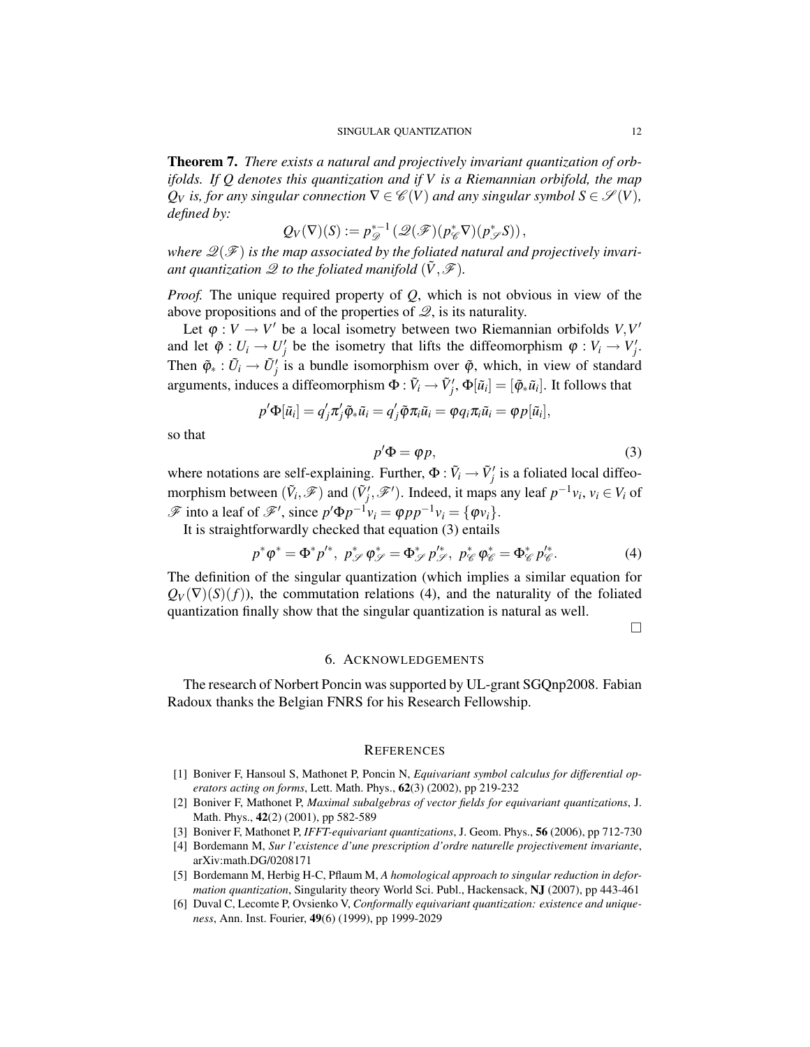**Theorem 7.** *There exists a natural and projectively invariant quantization of orbifolds. If $Q$ denotes this quantization and if $V$ is a Riemannian orbifold, the map $Q_V$ is, for any singular connection $\nabla \in \mathscr{C}(V)$ and any singular symbol $S \in \mathscr{S}(V)$, defined by:*

$$Q_V(\nabla)(S) := p_{\mathscr{D}}^{*-1}\left(\mathscr{Q}(\mathscr{F})(p_{\mathscr{C}}^{*}\nabla)(p_{\mathscr{S}}^{*}S)\right),$$

*where $\mathscr{Q}(\mathscr{F})$ is the map associated by the foliated natural and projectively invariant quantization $\mathscr{Q}$ to the foliated manifold $(\tilde{V}, \mathscr{F})$.*

*Proof.* The unique required property of $Q$, which is not obvious in view of the above propositions and of the properties of $\mathscr{Q}$, is its naturality.

Let $\varphi : V \to V'$ be a local isometry between two Riemannian orbifolds $V, V'$ and let $\tilde{\varphi} : U_i \to U'_j$ be the isometry that lifts the diffeomorphism $\varphi : V_i \to V'_j$. Then $\tilde{\varphi}_* : \tilde{U}_i \to \tilde{U}'_j$ is a bundle isomorphism over $\tilde{\varphi}$, which, in view of standard arguments, induces a diffeomorphism $\Phi : \tilde{V}_i \to \tilde{V}'_j$, $\Phi[\tilde{u}_i] = [\tilde{\varphi}_*\tilde{u}_i]$. It follows that

$$p'\Phi[\tilde{u}_i] = q'_j\pi'_j\tilde{\varphi}_*\tilde{u}_i = q'_j\tilde{\varphi}\pi_i\tilde{u}_i = \varphi q_i\pi_i\tilde{u}_i = \varphi p[\tilde{u}_i],$$

so that

$$p'\Phi = \varphi p, \tag{3}$$

where notations are self-explaining. Further, $\Phi : \tilde{V}_i \to \tilde{V}'_j$ is a foliated local diffeomorphism between $(\tilde{V}_i, \mathscr{F})$ and $(\tilde{V}'_j, \mathscr{F}')$. Indeed, it maps any leaf $p^{-1}v_i$, $v_i \in V_i$ of $\mathscr{F}$ into a leaf of $\mathscr{F}'$, since $p'\Phi p^{-1}v_i = \varphi p p^{-1}v_i = \{\varphi v_i\}$.

It is straightforwardly checked that equation (3) entails

$$p^*\varphi^* = \Phi^* p'^*,\ p_{\mathscr{S}}^*\varphi_{\mathscr{S}}^* = \Phi_{\mathscr{S}}^* p'^*_{\mathscr{S}},\ p_{\mathscr{C}}^*\varphi_{\mathscr{C}}^* = \Phi_{\mathscr{C}}^* p'^*_{\mathscr{C}}. \tag{4}$$

The definition of the singular quantization (which implies a similar equation for $Q_V(\nabla)(S)(f)$), the commutation relations (4), and the naturality of the foliated quantization finally show that the singular quantization is natural as well. □

## 6. Acknowledgements

The research of Norbert Poncin was supported by UL-grant SGQnp2008. Fabian Radoux thanks the Belgian FNRS for his Research Fellowship.

## References

[1] Boniver F, Hansoul S, Mathonet P, Poncin N, *Equivariant symbol calculus for differential operators acting on forms*, Lett. Math. Phys., **62**(3) (2002), pp 219-232

[2] Boniver F, Mathonet P, *Maximal subalgebras of vector fields for equivariant quantizations*, J. Math. Phys., **42**(2) (2001), pp 582-589

[3] Boniver F, Mathonet P, *IFFT-equivariant quantizations*, J. Geom. Phys., **56** (2006), pp 712-730

[4] Bordemann M, *Sur l'existence d'une prescription d'ordre naturelle projectivement invariante*, arXiv:math.DG/0208171

[5] Bordemann M, Herbig H-C, Pflaum M, *A homological approach to singular reduction in deformation quantization*, Singularity theory World Sci. Publ., Hackensack, **NJ** (2007), pp 443-461

[6] Duval C, Lecomte P, Ovsienko V, *Conformally equivariant quantization: existence and uniqueness*, Ann. Inst. Fourier, **49**(6) (1999), pp 1999-2029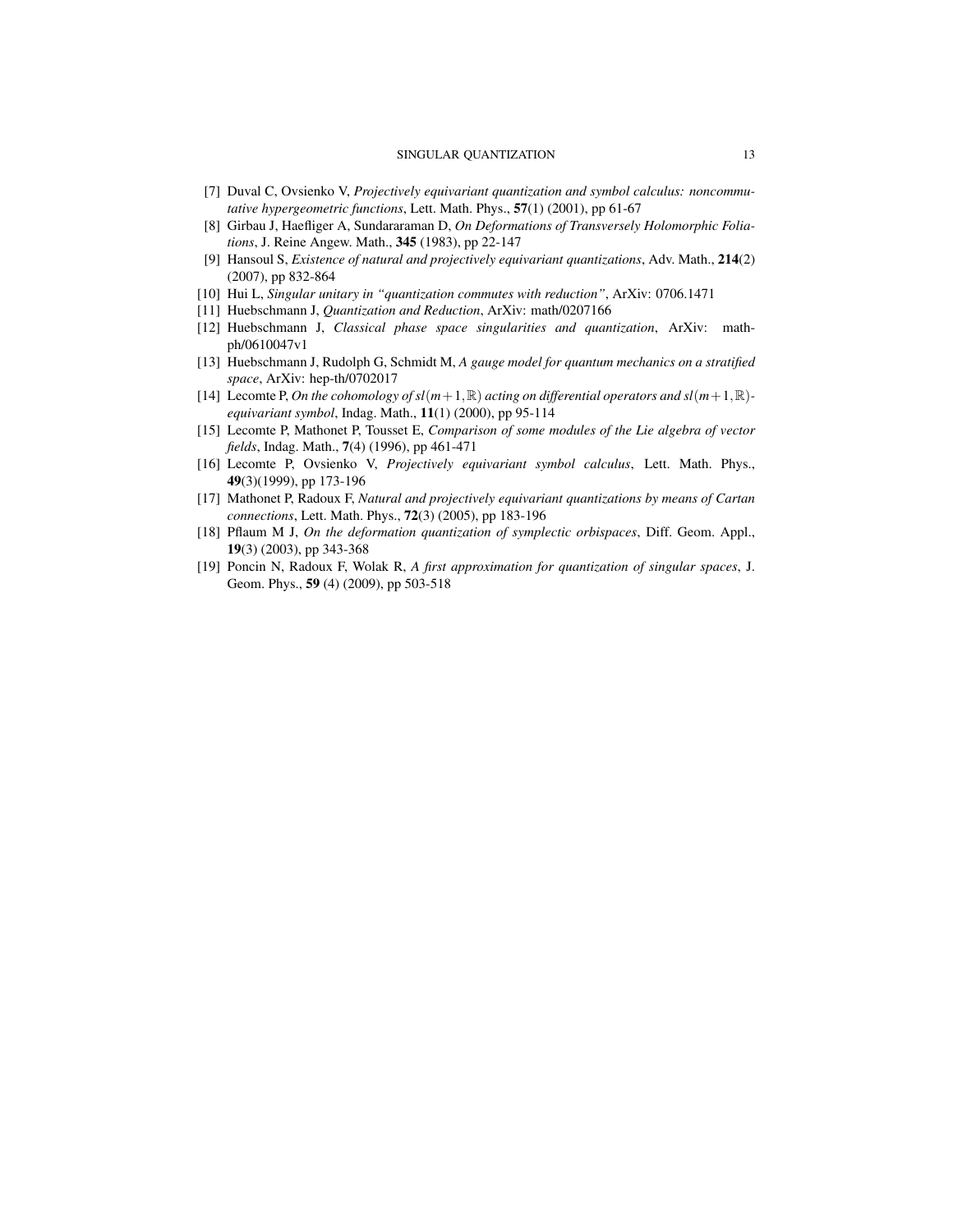[7] Duval C, Ovsienko V, *Projectively equivariant quantization and symbol calculus: noncommutative hypergeometric functions*, Lett. Math. Phys., **57**(1) (2001), pp 61-67

[8] Girbau J, Haefliger A, Sundararaman D, *On Deformations of Transversely Holomorphic Foliations*, J. Reine Angew. Math., **345** (1983), pp 22-147

[9] Hansoul S, *Existence of natural and projectively equivariant quantizations*, Adv. Math., **214**(2) (2007), pp 832-864

[10] Hui L, *Singular unitary in "quantization commutes with reduction"*, ArXiv: 0706.1471

[11] Huebschmann J, *Quantization and Reduction*, ArXiv: math/0207166

[12] Huebschmann J, *Classical phase space singularities and quantization*, ArXiv: math-ph/0610047v1

[13] Huebschmann J, Rudolph G, Schmidt M, *A gauge model for quantum mechanics on a stratified space*, ArXiv: hep-th/0702017

[14] Lecomte P, *On the cohomology of $sl(m+1,\mathbb{R})$ acting on differential operators and $sl(m+1,\mathbb{R})$-equivariant symbol*, Indag. Math., **11**(1) (2000), pp 95-114

[15] Lecomte P, Mathonet P, Tousset E, *Comparison of some modules of the Lie algebra of vector fields*, Indag. Math., **7**(4) (1996), pp 461-471

[16] Lecomte P, Ovsienko V, *Projectively equivariant symbol calculus*, Lett. Math. Phys., **49**(3)(1999), pp 173-196

[17] Mathonet P, Radoux F, *Natural and projectively equivariant quantizations by means of Cartan connections*, Lett. Math. Phys., **72**(3) (2005), pp 183-196

[18] Pflaum M J, *On the deformation quantization of symplectic orbispaces*, Diff. Geom. Appl., **19**(3) (2003), pp 343-368

[19] Poncin N, Radoux F, Wolak R, *A first approximation for quantization of singular spaces*, J. Geom. Phys., **59** (4) (2009), pp 503-518